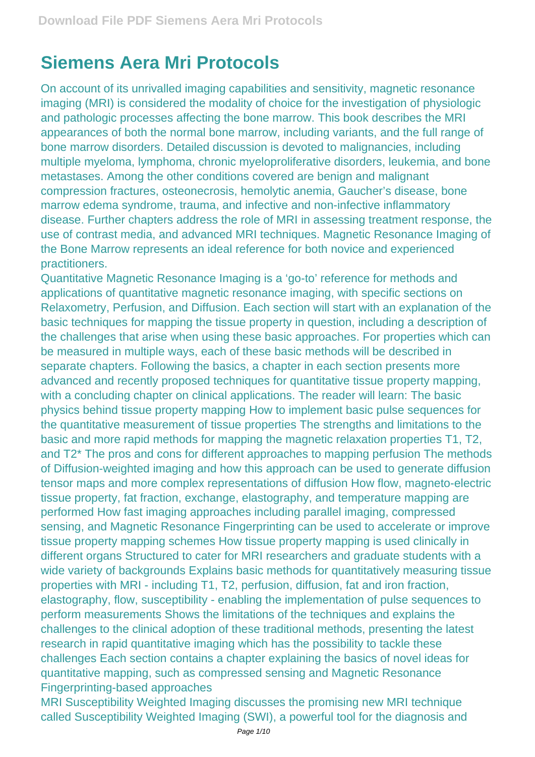# Siemens Aera Mri Protocols

On account of its unrivalled imaging capabilities and sensitivity, magnetic resonance imaging (MRI) is considered the modality of choice for the investigation of physiologic and pathologic processes affecting the bone marrow. This book describes the MRI appearances of both the normal bone marrow, including variants, and the full range of bone marrow disorders. Detailed discussion is devoted to malignancies, including multiple myeloma, lymphoma, chronic myeloproliferative disorders, leukemia, and bone metastases. Among the other conditions covered are benign and malignant compression fractures, osteonecrosis, hemolytic anemia, Gaucher's disease, bone marrow edema syndrome, trauma, and infective and non-infective inflammatory disease. Further chapters address the role of MRI in assessing treatment response, the use of contrast media, and advanced MRI techniques. Magnetic Resonance Imaging of the Bone Marrow represents an ideal reference for both novice and experienced practitioners.

Quantitative Magnetic Resonance Imaging is a 'go-to' reference for methods and applications of quantitative magnetic resonance imaging, with specific sections on Relaxometry, Perfusion, and Diffusion. Each section will start with an explanation of the basic techniques for mapping the tissue property in question, including a description of the challenges that arise when using these basic approaches. For properties which can be measured in multiple ways, each of these basic methods will be described in separate chapters. Following the basics, a chapter in each section presents more advanced and recently proposed techniques for quantitative tissue property mapping, with a concluding chapter on clinical applications. The reader will learn: The basic physics behind tissue property mapping How to implement basic pulse sequences for the quantitative measurement of tissue properties The strengths and limitations to the basic and more rapid methods for mapping the magnetic relaxation properties T1, T2, and T2* The pros and cons for different approaches to mapping perfusion The methods of Diffusion-weighted imaging and how this approach can be used to generate diffusion tensor maps and more complex representations of diffusion How flow, magneto-electric tissue property, fat fraction, exchange, elastography, and temperature mapping are performed How fast imaging approaches including parallel imaging, compressed sensing, and Magnetic Resonance Fingerprinting can be used to accelerate or improve tissue property mapping schemes How tissue property mapping is used clinically in different organs Structured to cater for MRI researchers and graduate students with a wide variety of backgrounds Explains basic methods for quantitatively measuring tissue properties with MRI - including T1, T2, perfusion, diffusion, fat and iron fraction, elastography, flow, susceptibility - enabling the implementation of pulse sequences to perform measurements Shows the limitations of the techniques and explains the challenges to the clinical adoption of these traditional methods, presenting the latest research in rapid quantitative imaging which has the possibility to tackle these challenges Each section contains a chapter explaining the basics of novel ideas for quantitative mapping, such as compressed sensing and Magnetic Resonance Fingerprinting-based approaches

MRI Susceptibility Weighted Imaging discusses the promising new MRI technique called Susceptibility Weighted Imaging (SWI), a powerful tool for the diagnosis and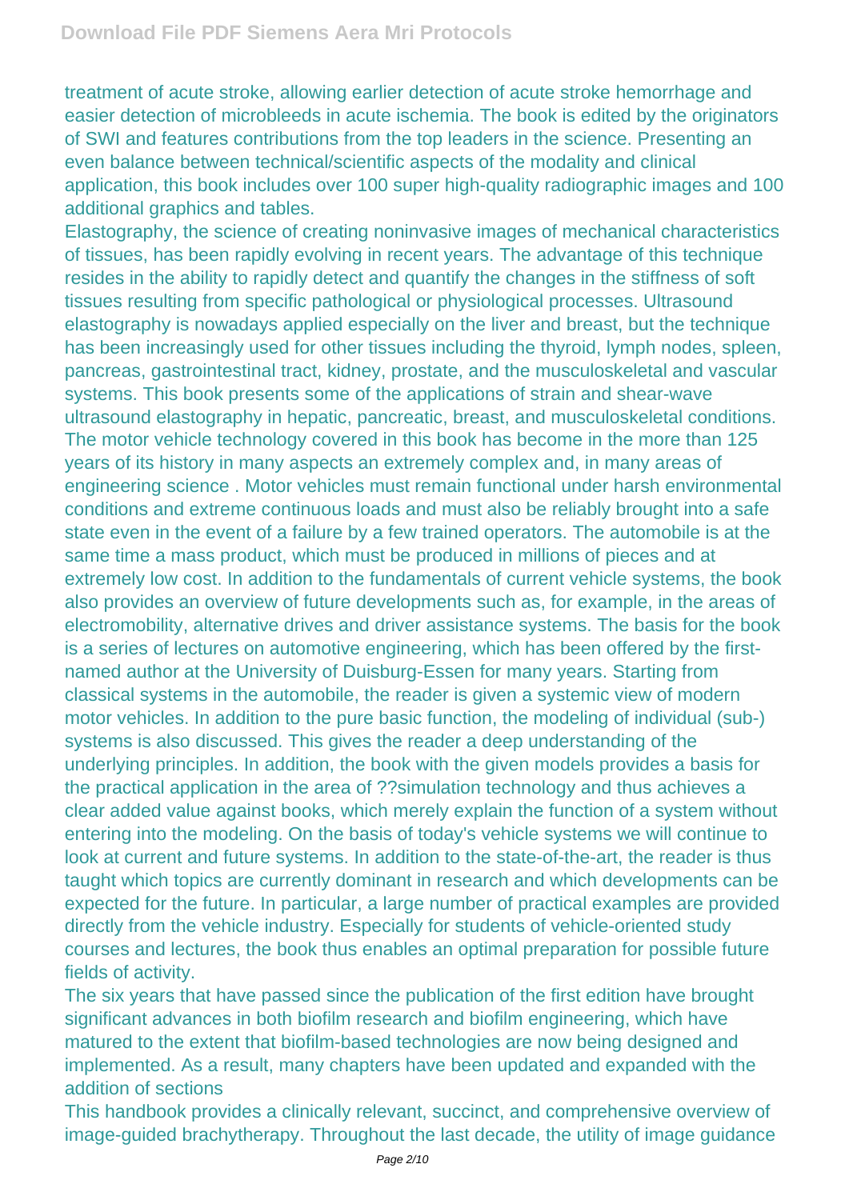treatment of acute stroke, allowing earlier detection of acute stroke hemorrhage and easier detection of microbleeds in acute ischemia. The book is edited by the originators of SWI and features contributions from the top leaders in the science. Presenting an even balance between technical/scientific aspects of the modality and clinical application, this book includes over 100 super high-quality radiographic images and 100 additional graphics and tables.

Elastography, the science of creating noninvasive images of mechanical characteristics of tissues, has been rapidly evolving in recent years. The advantage of this technique resides in the ability to rapidly detect and quantify the changes in the stiffness of soft tissues resulting from specific pathological or physiological processes. Ultrasound elastography is nowadays applied especially on the liver and breast, but the technique has been increasingly used for other tissues including the thyroid, lymph nodes, spleen, pancreas, gastrointestinal tract, kidney, prostate, and the musculoskeletal and vascular systems. This book presents some of the applications of strain and shear-wave ultrasound elastography in hepatic, pancreatic, breast, and musculoskeletal conditions.

The motor vehicle technology covered in this book has become in the more than 125 years of its history in many aspects an extremely complex and, in many areas of engineering science . Motor vehicles must remain functional under harsh environmental conditions and extreme continuous loads and must also be reliably brought into a safe state even in the event of a failure by a few trained operators. The automobile is at the same time a mass product, which must be produced in millions of pieces and at extremely low cost. In addition to the fundamentals of current vehicle systems, the book also provides an overview of future developments such as, for example, in the areas of electromobility, alternative drives and driver assistance systems. The basis for the book is a series of lectures on automotive engineering, which has been offered by the first-named author at the University of Duisburg-Essen for many years. Starting from classical systems in the automobile, the reader is given a systemic view of modern motor vehicles. In addition to the pure basic function, the modeling of individual (sub-) systems is also discussed. This gives the reader a deep understanding of the underlying principles. In addition, the book with the given models provides a basis for the practical application in the area of ??simulation technology and thus achieves a clear added value against books, which merely explain the function of a system without entering into the modeling. On the basis of today's vehicle systems we will continue to look at current and future systems. In addition to the state-of-the-art, the reader is thus taught which topics are currently dominant in research and which developments can be expected for the future. In particular, a large number of practical examples are provided directly from the vehicle industry. Especially for students of vehicle-oriented study courses and lectures, the book thus enables an optimal preparation for possible future fields of activity.

The six years that have passed since the publication of the first edition have brought significant advances in both biofilm research and biofilm engineering, which have matured to the extent that biofilm-based technologies are now being designed and implemented. As a result, many chapters have been updated and expanded with the addition of sections

This handbook provides a clinically relevant, succinct, and comprehensive overview of image-guided brachytherapy. Throughout the last decade, the utility of image guidance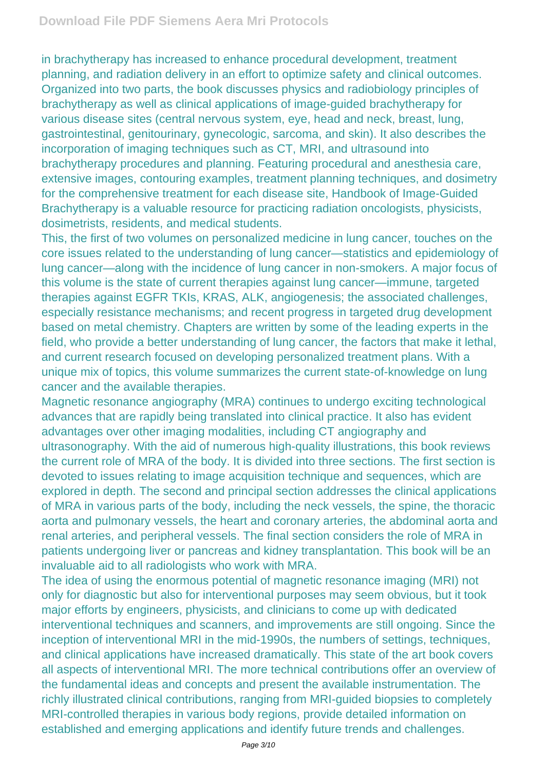in brachytherapy has increased to enhance procedural development, treatment planning, and radiation delivery in an effort to optimize safety and clinical outcomes. Organized into two parts, the book discusses physics and radiobiology principles of brachytherapy as well as clinical applications of image-guided brachytherapy for various disease sites (central nervous system, eye, head and neck, breast, lung, gastrointestinal, genitourinary, gynecologic, sarcoma, and skin). It also describes the incorporation of imaging techniques such as CT, MRI, and ultrasound into brachytherapy procedures and planning. Featuring procedural and anesthesia care, extensive images, contouring examples, treatment planning techniques, and dosimetry for the comprehensive treatment for each disease site, Handbook of Image-Guided Brachytherapy is a valuable resource for practicing radiation oncologists, physicists, dosimetrists, residents, and medical students.

This, the first of two volumes on personalized medicine in lung cancer, touches on the core issues related to the understanding of lung cancer—statistics and epidemiology of lung cancer—along with the incidence of lung cancer in non-smokers. A major focus of this volume is the state of current therapies against lung cancer—immune, targeted therapies against EGFR TKIs, KRAS, ALK, angiogenesis; the associated challenges, especially resistance mechanisms; and recent progress in targeted drug development based on metal chemistry. Chapters are written by some of the leading experts in the field, who provide a better understanding of lung cancer, the factors that make it lethal, and current research focused on developing personalized treatment plans. With a unique mix of topics, this volume summarizes the current state-of-knowledge on lung cancer and the available therapies.

Magnetic resonance angiography (MRA) continues to undergo exciting technological advances that are rapidly being translated into clinical practice. It also has evident advantages over other imaging modalities, including CT angiography and ultrasonography. With the aid of numerous high-quality illustrations, this book reviews the current role of MRA of the body. It is divided into three sections. The first section is devoted to issues relating to image acquisition technique and sequences, which are explored in depth. The second and principal section addresses the clinical applications of MRA in various parts of the body, including the neck vessels, the spine, the thoracic aorta and pulmonary vessels, the heart and coronary arteries, the abdominal aorta and renal arteries, and peripheral vessels. The final section considers the role of MRA in patients undergoing liver or pancreas and kidney transplantation. This book will be an invaluable aid to all radiologists who work with MRA.

The idea of using the enormous potential of magnetic resonance imaging (MRI) not only for diagnostic but also for interventional purposes may seem obvious, but it took major efforts by engineers, physicists, and clinicians to come up with dedicated interventional techniques and scanners, and improvements are still ongoing. Since the inception of interventional MRI in the mid-1990s, the numbers of settings, techniques, and clinical applications have increased dramatically. This state of the art book covers all aspects of interventional MRI. The more technical contributions offer an overview of the fundamental ideas and concepts and present the available instrumentation. The richly illustrated clinical contributions, ranging from MRI-guided biopsies to completely MRI-controlled therapies in various body regions, provide detailed information on established and emerging applications and identify future trends and challenges.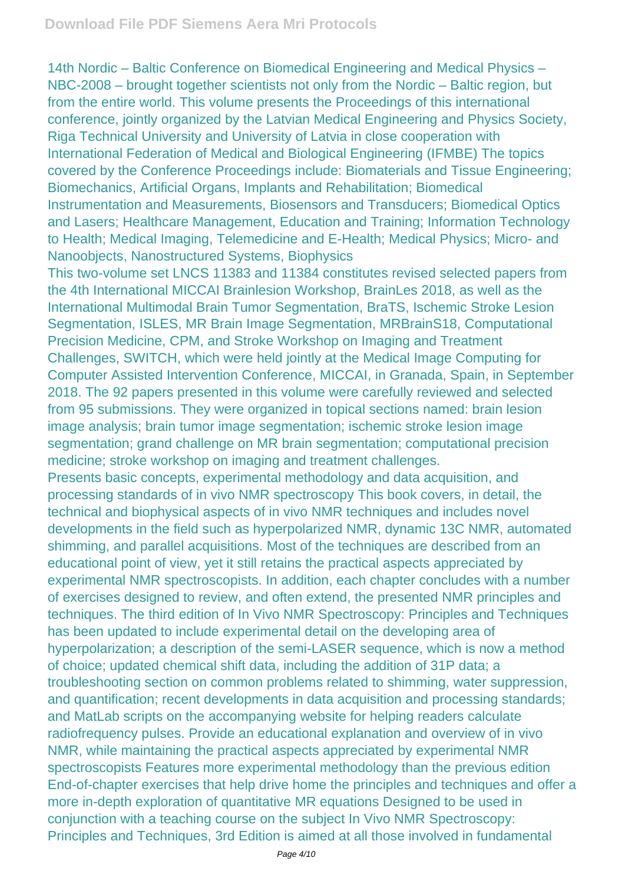14th Nordic – Baltic Conference on Biomedical Engineering and Medical Physics – NBC-2008 – brought together scientists not only from the Nordic – Baltic region, but from the entire world. This volume presents the Proceedings of this international conference, jointly organized by the Latvian Medical Engineering and Physics Society, Riga Technical University and University of Latvia in close cooperation with International Federation of Medical and Biological Engineering (IFMBE) The topics covered by the Conference Proceedings include: Biomaterials and Tissue Engineering; Biomechanics, Artificial Organs, Implants and Rehabilitation; Biomedical Instrumentation and Measurements, Biosensors and Transducers; Biomedical Optics and Lasers; Healthcare Management, Education and Training; Information Technology to Health; Medical Imaging, Telemedicine and E-Health; Medical Physics; Micro- and Nanoobjects, Nanostructured Systems, Biophysics

This two-volume set LNCS 11383 and 11384 constitutes revised selected papers from the 4th International MICCAI Brainlesion Workshop, BrainLes 2018, as well as the International Multimodal Brain Tumor Segmentation, BraTS, Ischemic Stroke Lesion Segmentation, ISLES, MR Brain Image Segmentation, MRBrainS18, Computational Precision Medicine, CPM, and Stroke Workshop on Imaging and Treatment Challenges, SWITCH, which were held jointly at the Medical Image Computing for Computer Assisted Intervention Conference, MICCAI, in Granada, Spain, in September 2018. The 92 papers presented in this volume were carefully reviewed and selected from 95 submissions. They were organized in topical sections named: brain lesion image analysis; brain tumor image segmentation; ischemic stroke lesion image segmentation; grand challenge on MR brain segmentation; computational precision medicine; stroke workshop on imaging and treatment challenges.

Presents basic concepts, experimental methodology and data acquisition, and processing standards of in vivo NMR spectroscopy This book covers, in detail, the technical and biophysical aspects of in vivo NMR techniques and includes novel developments in the field such as hyperpolarized NMR, dynamic 13C NMR, automated shimming, and parallel acquisitions. Most of the techniques are described from an educational point of view, yet it still retains the practical aspects appreciated by experimental NMR spectroscopists. In addition, each chapter concludes with a number of exercises designed to review, and often extend, the presented NMR principles and techniques. The third edition of In Vivo NMR Spectroscopy: Principles and Techniques has been updated to include experimental detail on the developing area of hyperpolarization; a description of the semi-LASER sequence, which is now a method of choice; updated chemical shift data, including the addition of 31P data; a troubleshooting section on common problems related to shimming, water suppression, and quantification; recent developments in data acquisition and processing standards; and MatLab scripts on the accompanying website for helping readers calculate radiofrequency pulses. Provide an educational explanation and overview of in vivo NMR, while maintaining the practical aspects appreciated by experimental NMR spectroscopists Features more experimental methodology than the previous edition End-of-chapter exercises that help drive home the principles and techniques and offer a more in-depth exploration of quantitative MR equations Designed to be used in conjunction with a teaching course on the subject In Vivo NMR Spectroscopy: Principles and Techniques, 3rd Edition is aimed at all those involved in fundamental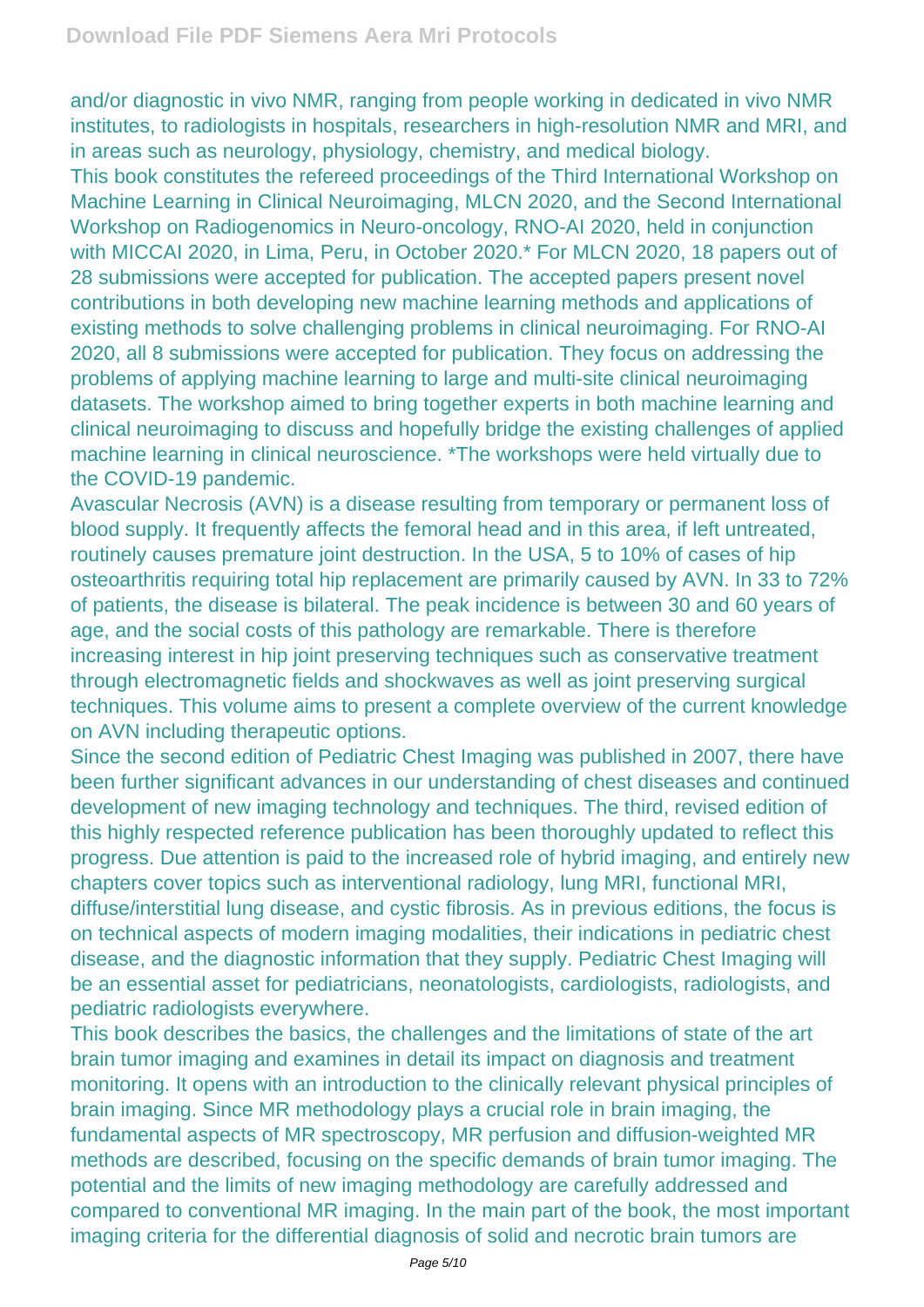and/or diagnostic in vivo NMR, ranging from people working in dedicated in vivo NMR institutes, to radiologists in hospitals, researchers in high-resolution NMR and MRI, and in areas such as neurology, physiology, chemistry, and medical biology.

This book constitutes the refereed proceedings of the Third International Workshop on Machine Learning in Clinical Neuroimaging, MLCN 2020, and the Second International Workshop on Radiogenomics in Neuro-oncology, RNO-AI 2020, held in conjunction with MICCAI 2020, in Lima, Peru, in October 2020.* For MLCN 2020, 18 papers out of 28 submissions were accepted for publication. The accepted papers present novel contributions in both developing new machine learning methods and applications of existing methods to solve challenging problems in clinical neuroimaging. For RNO-AI 2020, all 8 submissions were accepted for publication. They focus on addressing the problems of applying machine learning to large and multi-site clinical neuroimaging datasets. The workshop aimed to bring together experts in both machine learning and clinical neuroimaging to discuss and hopefully bridge the existing challenges of applied machine learning in clinical neuroscience. *The workshops were held virtually due to the COVID-19 pandemic.

Avascular Necrosis (AVN) is a disease resulting from temporary or permanent loss of blood supply. It frequently affects the femoral head and in this area, if left untreated, routinely causes premature joint destruction. In the USA, 5 to 10% of cases of hip osteoarthritis requiring total hip replacement are primarily caused by AVN. In 33 to 72% of patients, the disease is bilateral. The peak incidence is between 30 and 60 years of age, and the social costs of this pathology are remarkable. There is therefore increasing interest in hip joint preserving techniques such as conservative treatment through electromagnetic fields and shockwaves as well as joint preserving surgical techniques. This volume aims to present a complete overview of the current knowledge on AVN including therapeutic options.

Since the second edition of Pediatric Chest Imaging was published in 2007, there have been further significant advances in our understanding of chest diseases and continued development of new imaging technology and techniques. The third, revised edition of this highly respected reference publication has been thoroughly updated to reflect this progress. Due attention is paid to the increased role of hybrid imaging, and entirely new chapters cover topics such as interventional radiology, lung MRI, functional MRI, diffuse/interstitial lung disease, and cystic fibrosis. As in previous editions, the focus is on technical aspects of modern imaging modalities, their indications in pediatric chest disease, and the diagnostic information that they supply. Pediatric Chest Imaging will be an essential asset for pediatricians, neonatologists, cardiologists, radiologists, and pediatric radiologists everywhere.

This book describes the basics, the challenges and the limitations of state of the art brain tumor imaging and examines in detail its impact on diagnosis and treatment monitoring. It opens with an introduction to the clinically relevant physical principles of brain imaging. Since MR methodology plays a crucial role in brain imaging, the fundamental aspects of MR spectroscopy, MR perfusion and diffusion-weighted MR methods are described, focusing on the specific demands of brain tumor imaging. The potential and the limits of new imaging methodology are carefully addressed and compared to conventional MR imaging. In the main part of the book, the most important imaging criteria for the differential diagnosis of solid and necrotic brain tumors are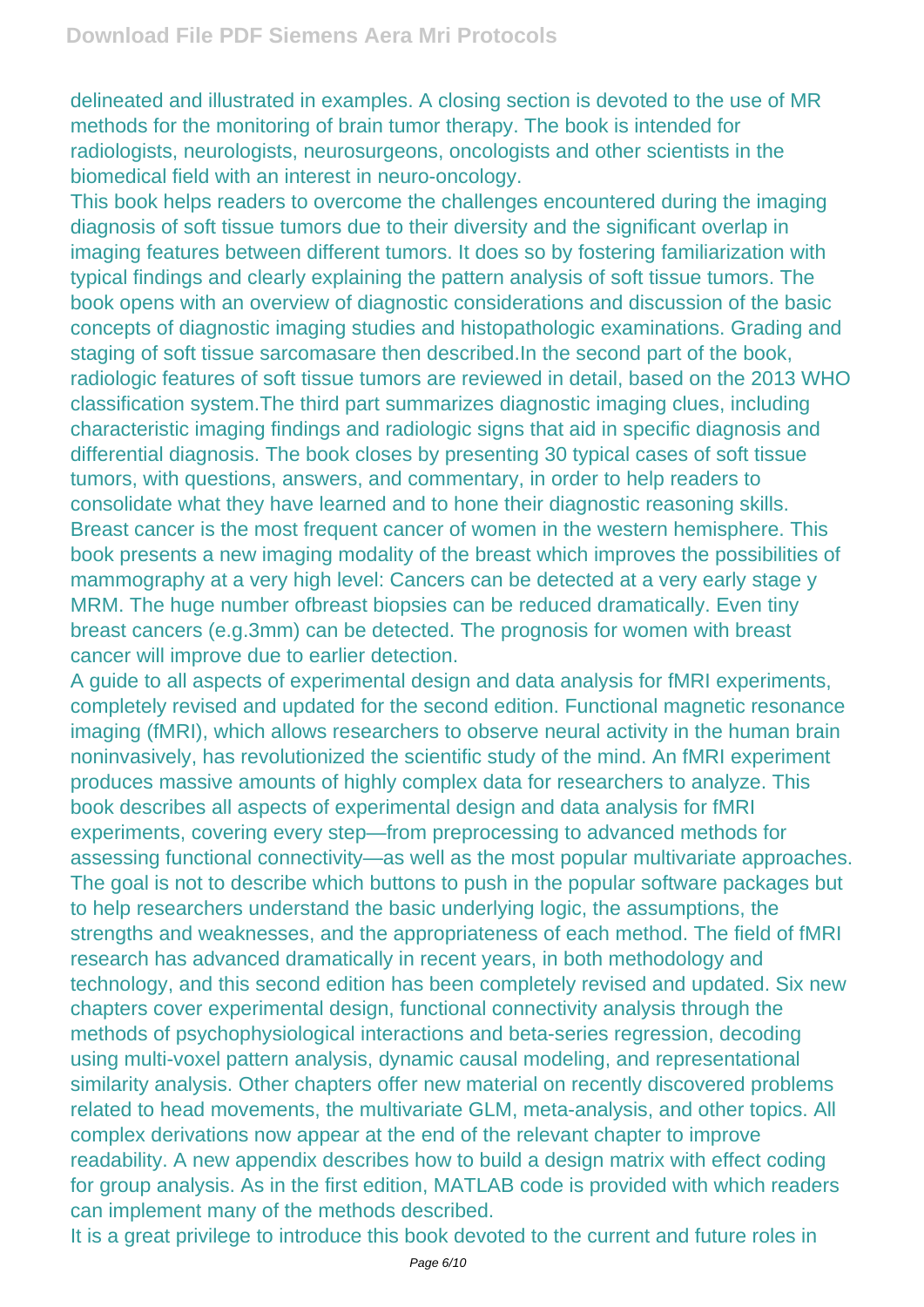delineated and illustrated in examples. A closing section is devoted to the use of MR methods for the monitoring of brain tumor therapy. The book is intended for radiologists, neurologists, neurosurgeons, oncologists and other scientists in the biomedical field with an interest in neuro-oncology.

This book helps readers to overcome the challenges encountered during the imaging diagnosis of soft tissue tumors due to their diversity and the significant overlap in imaging features between different tumors. It does so by fostering familiarization with typical findings and clearly explaining the pattern analysis of soft tissue tumors. The book opens with an overview of diagnostic considerations and discussion of the basic concepts of diagnostic imaging studies and histopathologic examinations. Grading and staging of soft tissue sarcomasare then described.In the second part of the book, radiologic features of soft tissue tumors are reviewed in detail, based on the 2013 WHO classification system.The third part summarizes diagnostic imaging clues, including characteristic imaging findings and radiologic signs that aid in specific diagnosis and differential diagnosis. The book closes by presenting 30 typical cases of soft tissue tumors, with questions, answers, and commentary, in order to help readers to consolidate what they have learned and to hone their diagnostic reasoning skills.

Breast cancer is the most frequent cancer of women in the western hemisphere. This book presents a new imaging modality of the breast which improves the possibilities of mammography at a very high level: Cancers can be detected at a very early stage y MRM. The huge number ofbreast biopsies can be reduced dramatically. Even tiny breast cancers (e.g.3mm) can be detected. The prognosis for women with breast cancer will improve due to earlier detection.

A guide to all aspects of experimental design and data analysis for fMRI experiments, completely revised and updated for the second edition. Functional magnetic resonance imaging (fMRI), which allows researchers to observe neural activity in the human brain noninvasively, has revolutionized the scientific study of the mind. An fMRI experiment produces massive amounts of highly complex data for researchers to analyze. This book describes all aspects of experimental design and data analysis for fMRI experiments, covering every step—from preprocessing to advanced methods for assessing functional connectivity—as well as the most popular multivariate approaches. The goal is not to describe which buttons to push in the popular software packages but to help researchers understand the basic underlying logic, the assumptions, the strengths and weaknesses, and the appropriateness of each method. The field of fMRI research has advanced dramatically in recent years, in both methodology and technology, and this second edition has been completely revised and updated. Six new chapters cover experimental design, functional connectivity analysis through the methods of psychophysiological interactions and beta-series regression, decoding using multi-voxel pattern analysis, dynamic causal modeling, and representational similarity analysis. Other chapters offer new material on recently discovered problems related to head movements, the multivariate GLM, meta-analysis, and other topics. All complex derivations now appear at the end of the relevant chapter to improve readability. A new appendix describes how to build a design matrix with effect coding for group analysis. As in the first edition, MATLAB code is provided with which readers can implement many of the methods described.

It is a great privilege to introduce this book devoted to the current and future roles in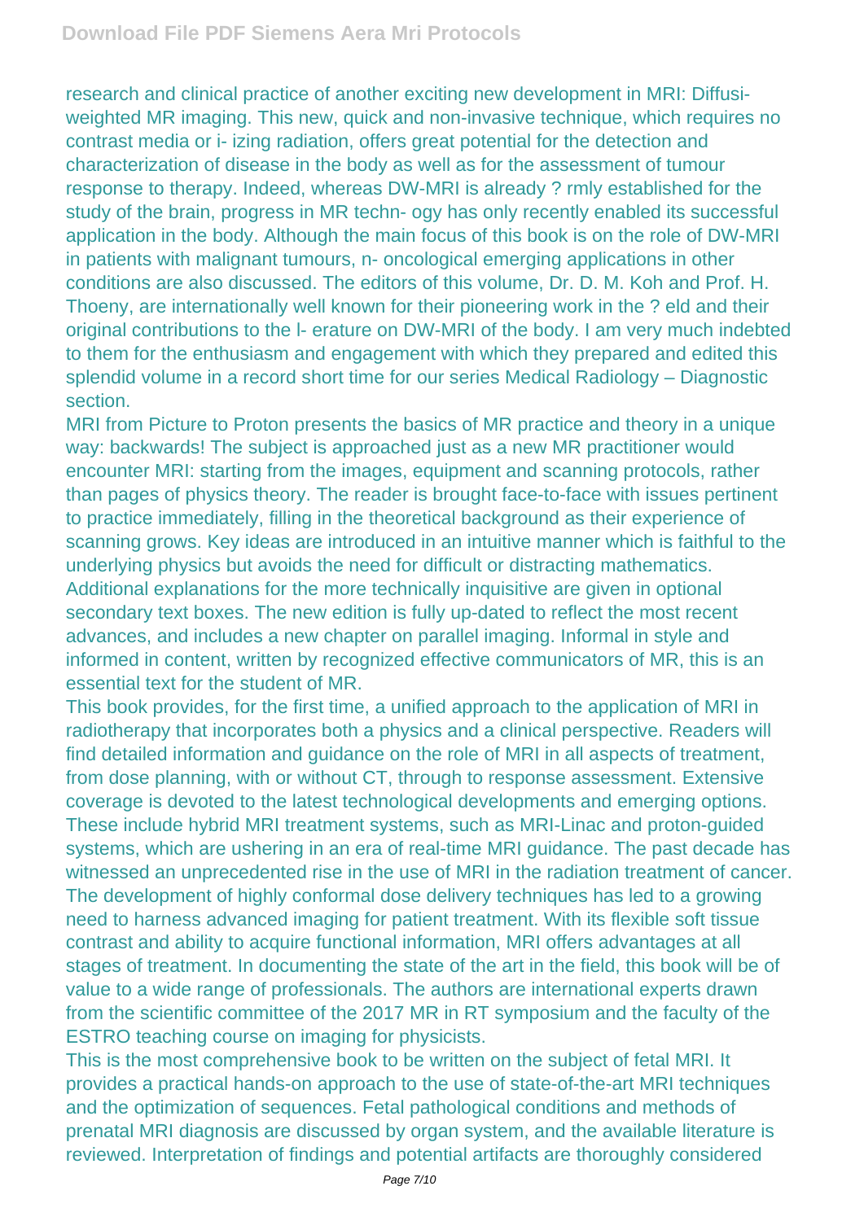research and clinical practice of another exciting new development in MRI: Diffusi-weighted MR imaging. This new, quick and non-invasive technique, which requires no contrast media or i- izing radiation, offers great potential for the detection and characterization of disease in the body as well as for the assessment of tumour response to therapy. Indeed, whereas DW-MRI is already ? rmly established for the study of the brain, progress in MR techn- ogy has only recently enabled its successful application in the body. Although the main focus of this book is on the role of DW-MRI in patients with malignant tumours, n- oncological emerging applications in other conditions are also discussed. The editors of this volume, Dr. D. M. Koh and Prof. H. Thoeny, are internationally well known for their pioneering work in the ? eld and their original contributions to the l- erature on DW-MRI of the body. I am very much indebted to them for the enthusiasm and engagement with which they prepared and edited this splendid volume in a record short time for our series Medical Radiology – Diagnostic section.

MRI from Picture to Proton presents the basics of MR practice and theory in a unique way: backwards! The subject is approached just as a new MR practitioner would encounter MRI: starting from the images, equipment and scanning protocols, rather than pages of physics theory. The reader is brought face-to-face with issues pertinent to practice immediately, filling in the theoretical background as their experience of scanning grows. Key ideas are introduced in an intuitive manner which is faithful to the underlying physics but avoids the need for difficult or distracting mathematics. Additional explanations for the more technically inquisitive are given in optional secondary text boxes. The new edition is fully up-dated to reflect the most recent advances, and includes a new chapter on parallel imaging. Informal in style and informed in content, written by recognized effective communicators of MR, this is an essential text for the student of MR.

This book provides, for the first time, a unified approach to the application of MRI in radiotherapy that incorporates both a physics and a clinical perspective. Readers will find detailed information and guidance on the role of MRI in all aspects of treatment, from dose planning, with or without CT, through to response assessment. Extensive coverage is devoted to the latest technological developments and emerging options. These include hybrid MRI treatment systems, such as MRI-Linac and proton-guided systems, which are ushering in an era of real-time MRI guidance. The past decade has witnessed an unprecedented rise in the use of MRI in the radiation treatment of cancer. The development of highly conformal dose delivery techniques has led to a growing need to harness advanced imaging for patient treatment. With its flexible soft tissue contrast and ability to acquire functional information, MRI offers advantages at all stages of treatment. In documenting the state of the art in the field, this book will be of value to a wide range of professionals. The authors are international experts drawn from the scientific committee of the 2017 MR in RT symposium and the faculty of the ESTRO teaching course on imaging for physicists.

This is the most comprehensive book to be written on the subject of fetal MRI. It provides a practical hands-on approach to the use of state-of-the-art MRI techniques and the optimization of sequences. Fetal pathological conditions and methods of prenatal MRI diagnosis are discussed by organ system, and the available literature is reviewed. Interpretation of findings and potential artifacts are thoroughly considered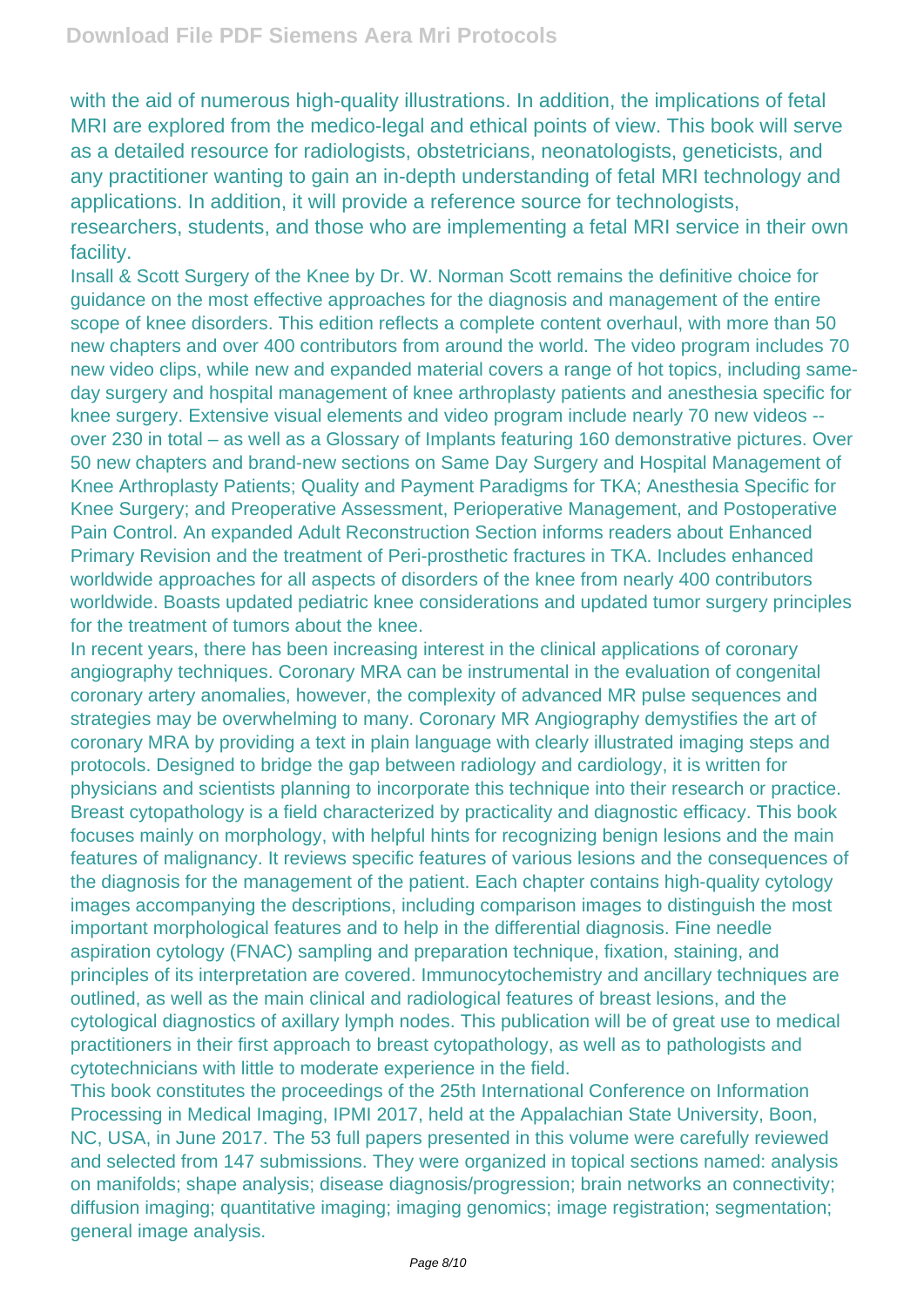with the aid of numerous high-quality illustrations. In addition, the implications of fetal MRI are explored from the medico-legal and ethical points of view. This book will serve as a detailed resource for radiologists, obstetricians, neonatologists, geneticists, and any practitioner wanting to gain an in-depth understanding of fetal MRI technology and applications. In addition, it will provide a reference source for technologists, researchers, students, and those who are implementing a fetal MRI service in their own facility.

Insall & Scott Surgery of the Knee by Dr. W. Norman Scott remains the definitive choice for guidance on the most effective approaches for the diagnosis and management of the entire scope of knee disorders. This edition reflects a complete content overhaul, with more than 50 new chapters and over 400 contributors from around the world. The video program includes 70 new video clips, while new and expanded material covers a range of hot topics, including same-day surgery and hospital management of knee arthroplasty patients and anesthesia specific for knee surgery. Extensive visual elements and video program include nearly 70 new videos -- over 230 in total – as well as a Glossary of Implants featuring 160 demonstrative pictures. Over 50 new chapters and brand-new sections on Same Day Surgery and Hospital Management of Knee Arthroplasty Patients; Quality and Payment Paradigms for TKA; Anesthesia Specific for Knee Surgery; and Preoperative Assessment, Perioperative Management, and Postoperative Pain Control. An expanded Adult Reconstruction Section informs readers about Enhanced Primary Revision and the treatment of Peri-prosthetic fractures in TKA. Includes enhanced worldwide approaches for all aspects of disorders of the knee from nearly 400 contributors worldwide. Boasts updated pediatric knee considerations and updated tumor surgery principles for the treatment of tumors about the knee.

In recent years, there has been increasing interest in the clinical applications of coronary angiography techniques. Coronary MRA can be instrumental in the evaluation of congenital coronary artery anomalies, however, the complexity of advanced MR pulse sequences and strategies may be overwhelming to many. Coronary MR Angiography demystifies the art of coronary MRA by providing a text in plain language with clearly illustrated imaging steps and protocols. Designed to bridge the gap between radiology and cardiology, it is written for physicians and scientists planning to incorporate this technique into their research or practice.

Breast cytopathology is a field characterized by practicality and diagnostic efficacy. This book focuses mainly on morphology, with helpful hints for recognizing benign lesions and the main features of malignancy. It reviews specific features of various lesions and the consequences of the diagnosis for the management of the patient. Each chapter contains high-quality cytology images accompanying the descriptions, including comparison images to distinguish the most important morphological features and to help in the differential diagnosis. Fine needle aspiration cytology (FNAC) sampling and preparation technique, fixation, staining, and principles of its interpretation are covered. Immunocytochemistry and ancillary techniques are outlined, as well as the main clinical and radiological features of breast lesions, and the cytological diagnostics of axillary lymph nodes. This publication will be of great use to medical practitioners in their first approach to breast cytopathology, as well as to pathologists and cytotechnicians with little to moderate experience in the field.

This book constitutes the proceedings of the 25th International Conference on Information Processing in Medical Imaging, IPMI 2017, held at the Appalachian State University, Boon, NC, USA, in June 2017. The 53 full papers presented in this volume were carefully reviewed and selected from 147 submissions. They were organized in topical sections named: analysis on manifolds; shape analysis; disease diagnosis/progression; brain networks an connectivity; diffusion imaging; quantitative imaging; imaging genomics; image registration; segmentation; general image analysis.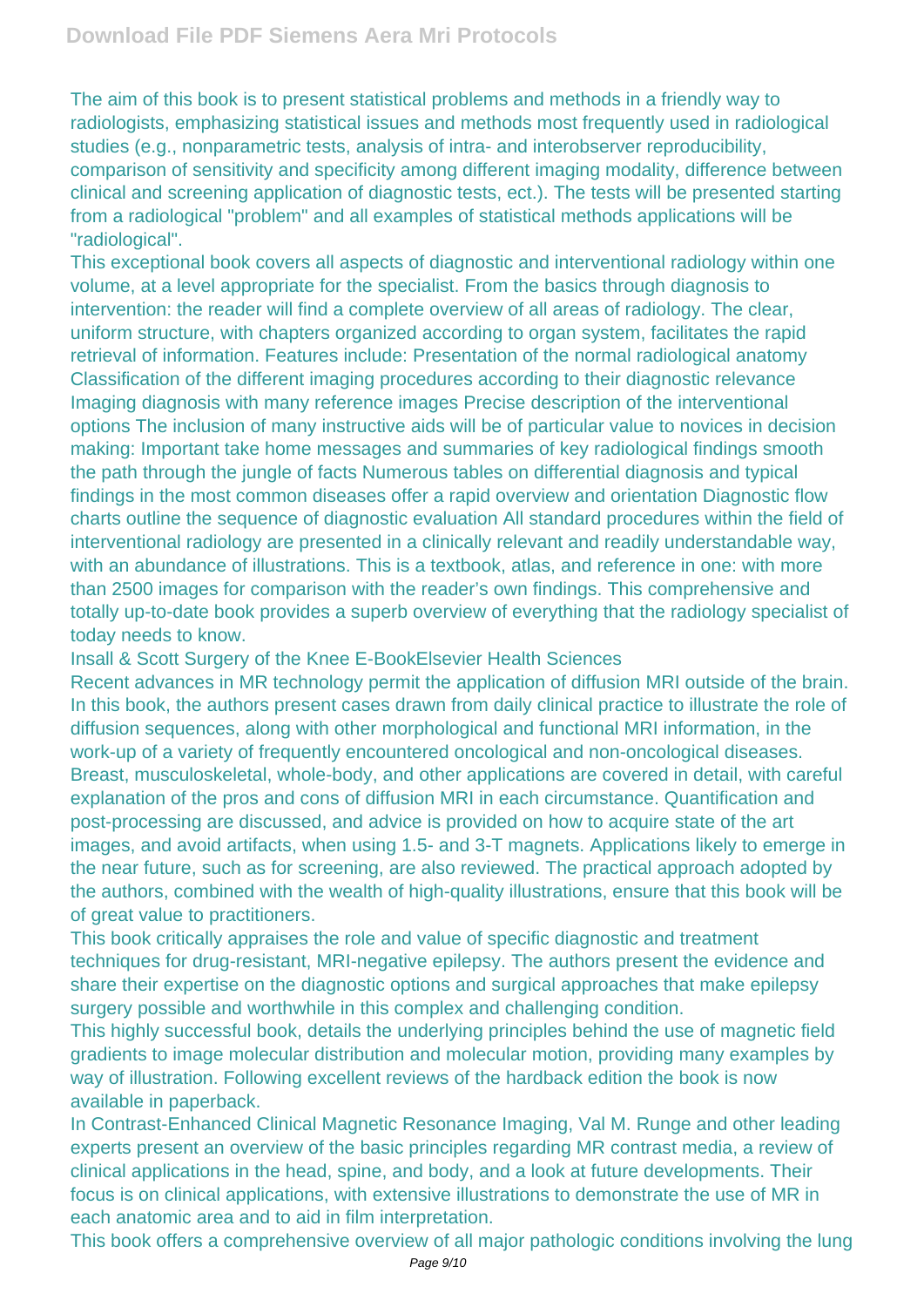The aim of this book is to present statistical problems and methods in a friendly way to radiologists, emphasizing statistical issues and methods most frequently used in radiological studies (e.g., nonparametric tests, analysis of intra- and interobserver reproducibility, comparison of sensitivity and specificity among different imaging modality, difference between clinical and screening application of diagnostic tests, ect.). The tests will be presented starting from a radiological "problem" and all examples of statistical methods applications will be "radiological".

This exceptional book covers all aspects of diagnostic and interventional radiology within one volume, at a level appropriate for the specialist. From the basics through diagnosis to intervention: the reader will find a complete overview of all areas of radiology. The clear, uniform structure, with chapters organized according to organ system, facilitates the rapid retrieval of information. Features include: Presentation of the normal radiological anatomy Classification of the different imaging procedures according to their diagnostic relevance Imaging diagnosis with many reference images Precise description of the interventional options The inclusion of many instructive aids will be of particular value to novices in decision making: Important take home messages and summaries of key radiological findings smooth the path through the jungle of facts Numerous tables on differential diagnosis and typical findings in the most common diseases offer a rapid overview and orientation Diagnostic flow charts outline the sequence of diagnostic evaluation All standard procedures within the field of interventional radiology are presented in a clinically relevant and readily understandable way, with an abundance of illustrations. This is a textbook, atlas, and reference in one: with more than 2500 images for comparison with the reader's own findings. This comprehensive and totally up-to-date book provides a superb overview of everything that the radiology specialist of today needs to know.

Insall & Scott Surgery of the Knee E-BookElsevier Health Sciences

Recent advances in MR technology permit the application of diffusion MRI outside of the brain. In this book, the authors present cases drawn from daily clinical practice to illustrate the role of diffusion sequences, along with other morphological and functional MRI information, in the work-up of a variety of frequently encountered oncological and non-oncological diseases. Breast, musculoskeletal, whole-body, and other applications are covered in detail, with careful explanation of the pros and cons of diffusion MRI in each circumstance. Quantification and post-processing are discussed, and advice is provided on how to acquire state of the art images, and avoid artifacts, when using 1.5- and 3-T magnets. Applications likely to emerge in the near future, such as for screening, are also reviewed. The practical approach adopted by the authors, combined with the wealth of high-quality illustrations, ensure that this book will be of great value to practitioners.

This book critically appraises the role and value of specific diagnostic and treatment techniques for drug-resistant, MRI-negative epilepsy. The authors present the evidence and share their expertise on the diagnostic options and surgical approaches that make epilepsy surgery possible and worthwhile in this complex and challenging condition.

This highly successful book, details the underlying principles behind the use of magnetic field gradients to image molecular distribution and molecular motion, providing many examples by way of illustration. Following excellent reviews of the hardback edition the book is now available in paperback.

In Contrast-Enhanced Clinical Magnetic Resonance Imaging, Val M. Runge and other leading experts present an overview of the basic principles regarding MR contrast media, a review of clinical applications in the head, spine, and body, and a look at future developments. Their focus is on clinical applications, with extensive illustrations to demonstrate the use of MR in each anatomic area and to aid in film interpretation.

This book offers a comprehensive overview of all major pathologic conditions involving the lung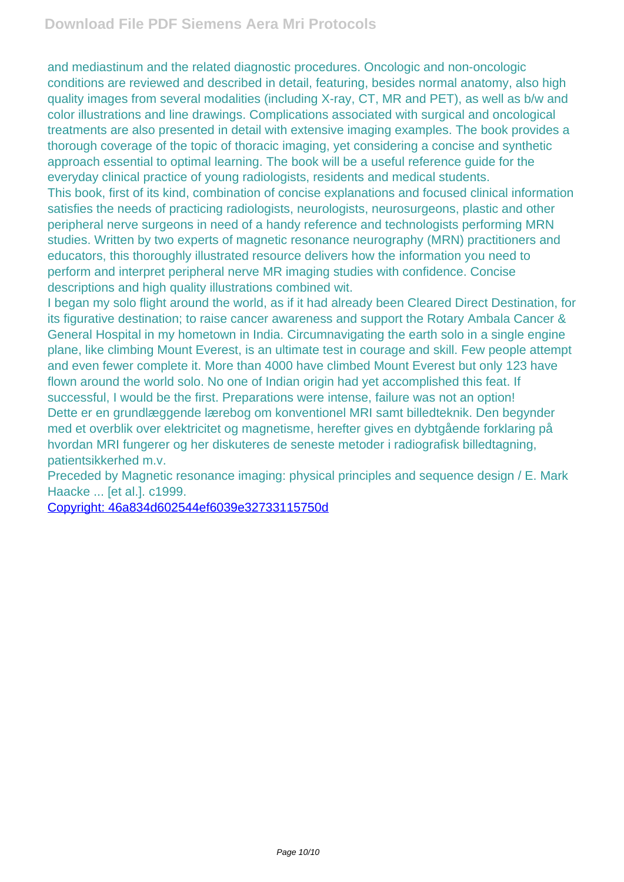and mediastinum and the related diagnostic procedures. Oncologic and non-oncologic conditions are reviewed and described in detail, featuring, besides normal anatomy, also high quality images from several modalities (including X-ray, CT, MR and PET), as well as b/w and color illustrations and line drawings. Complications associated with surgical and oncological treatments are also presented in detail with extensive imaging examples. The book provides a thorough coverage of the topic of thoracic imaging, yet considering a concise and synthetic approach essential to optimal learning. The book will be a useful reference guide for the everyday clinical practice of young radiologists, residents and medical students.

This book, first of its kind, combination of concise explanations and focused clinical information satisfies the needs of practicing radiologists, neurologists, neurosurgeons, plastic and other peripheral nerve surgeons in need of a handy reference and technologists performing MRN studies. Written by two experts of magnetic resonance neurography (MRN) practitioners and educators, this thoroughly illustrated resource delivers how the information you need to perform and interpret peripheral nerve MR imaging studies with confidence. Concise descriptions and high quality illustrations combined wit.

I began my solo flight around the world, as if it had already been Cleared Direct Destination, for its figurative destination; to raise cancer awareness and support the Rotary Ambala Cancer & General Hospital in my hometown in India. Circumnavigating the earth solo in a single engine plane, like climbing Mount Everest, is an ultimate test in courage and skill. Few people attempt and even fewer complete it. More than 4000 have climbed Mount Everest but only 123 have flown around the world solo. No one of Indian origin had yet accomplished this feat. If successful, I would be the first. Preparations were intense, failure was not an option!

Dette er en grundlæggende lærebog om konventionel MRI samt billedteknik. Den begynder med et overblik over elektricitet og magnetisme, herefter gives en dybtgående forklaring på hvordan MRI fungerer og her diskuteres de seneste metoder i radiografisk billedtagning, patientsikkerhed m.v.

Preceded by Magnetic resonance imaging: physical principles and sequence design / E. Mark Haacke ... [et al.]. c1999.

Copyright: 46a834d602544ef6039e32733115750d